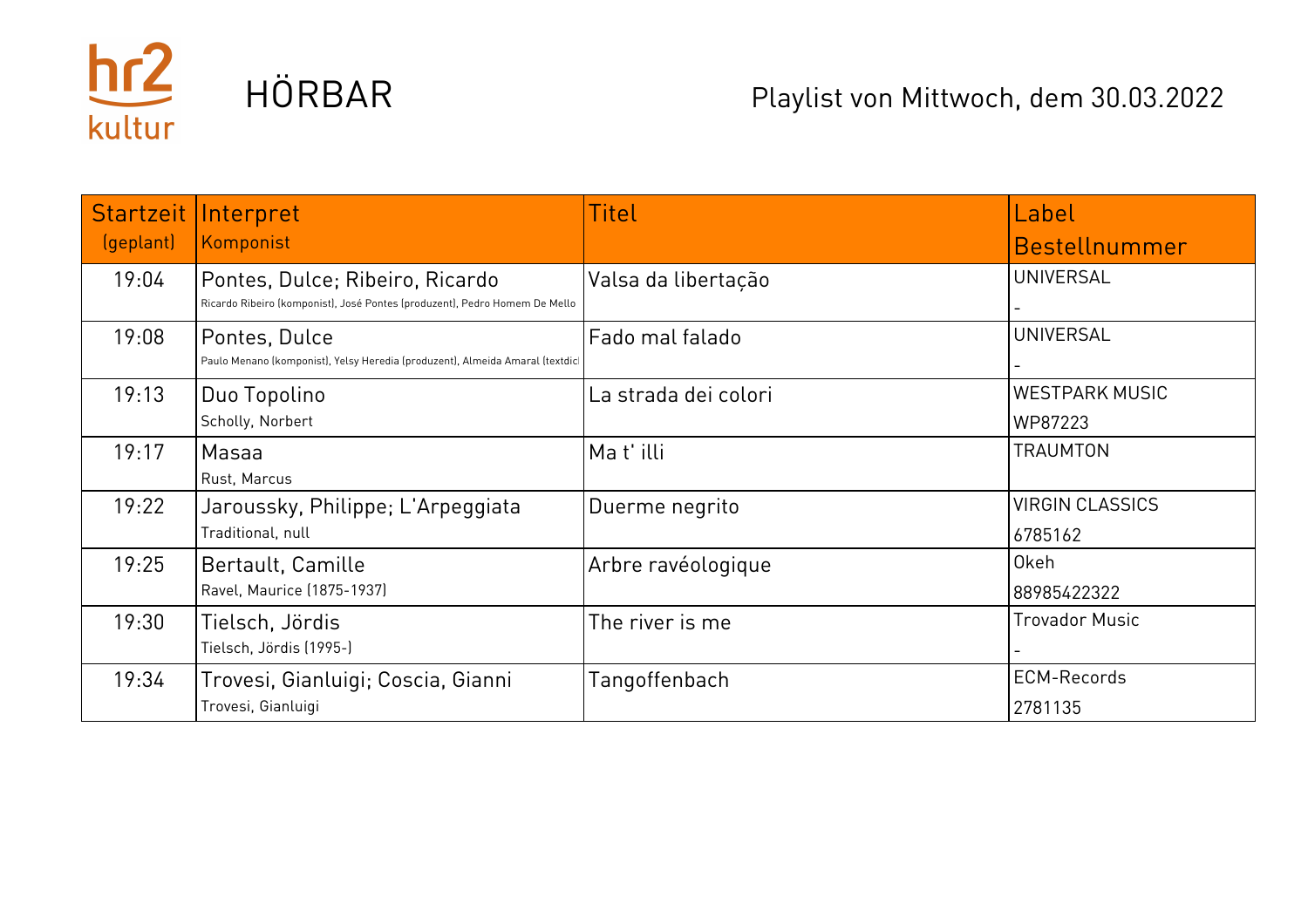hr2 kultur

# HÖRBAR

Playlist von Mittwoch, dem 30.03.2022

| Startzeit (geplant) | Interpret<br>Komponist | Titel | Label<br>Bestellnummer |
|---|---|---|---|
| 19:04 | Pontes, Dulce; Ribeiro, Ricardo<br>Ricardo Ribeiro (komponist), José Pontes (produzent), Pedro Homem De Mello | Valsa da libertação | UNIVERSAL<br>- |
| 19:08 | Pontes, Dulce<br>Paulo Menano (komponist), Yelsy Heredia (produzent), Almeida Amaral (textdic | Fado mal falado | UNIVERSAL<br>- |
| 19:13 | Duo Topolino<br>Scholly, Norbert | La strada dei colori | WESTPARK MUSIC<br>WP87223 |
| 19:17 | Masaa<br>Rust, Marcus | Ma t' illi | TRAUMTON |
| 19:22 | Jaroussky, Philippe; L'Arpeggiata<br>Traditional, null | Duerme negrito | VIRGIN CLASSICS<br>6785162 |
| 19:25 | Bertault, Camille<br>Ravel, Maurice (1875-1937) | Arbre ravéologique | Okeh<br>88985422322 |
| 19:30 | Tielsch, Jördis<br>Tielsch, Jördis (1995-) | The river is me | Trovador Music<br>- |
| 19:34 | Trovesi, Gianluigi; Coscia, Gianni<br>Trovesi, Gianluigi | Tangoffenbach | ECM-Records<br>2781135 |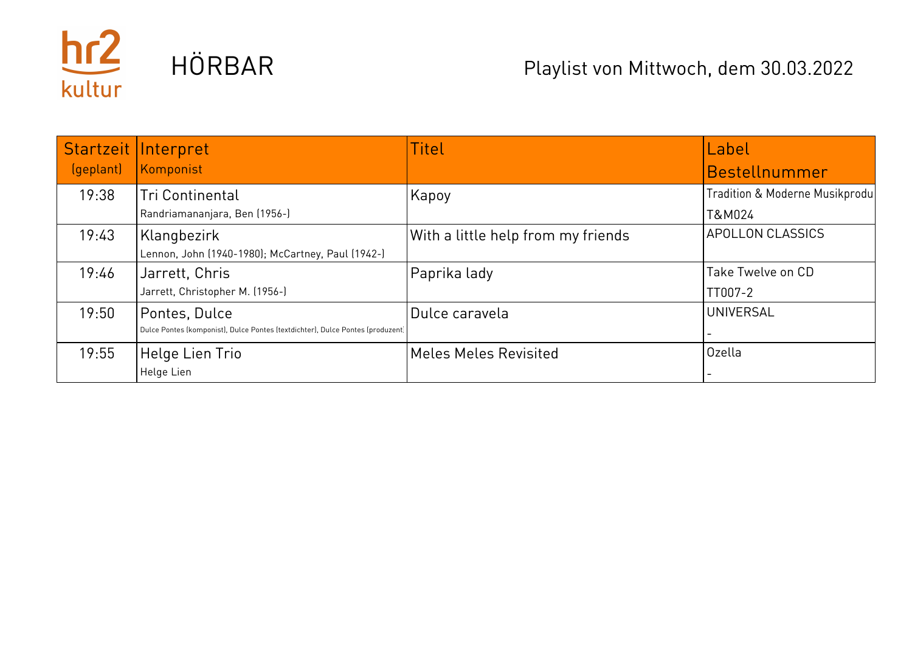hr2 kultur

# HÖRBAR

Playlist von Mittwoch, dem 30.03.2022

| Startzeit (geplant) | Interpret Komponist | Titel | Label Bestellnummer |
| --- | --- | --- | --- |
| 19:38 | Tri Continental<br>Randriamananjara, Ben (1956-) | Kapoy | Tradition & Moderne Musikprodu<br>T&M024 |
| 19:43 | Klangbezirk<br>Lennon, John (1940-1980); McCartney, Paul (1942-) | With a little help from my friends | APOLLON CLASSICS |
| 19:46 | Jarrett, Chris<br>Jarrett, Christopher M. (1956-) | Paprika lady | Take Twelve on CD<br>TT007-2 |
| 19:50 | Pontes, Dulce<br>Dulce Pontes (komponist), Dulce Pontes (textdichter), Dulce Pontes (produzent) | Dulce caravela | UNIVERSAL<br>- |
| 19:55 | Helge Lien Trio<br>Helge Lien | Meles Meles Revisited | Ozella<br>- |